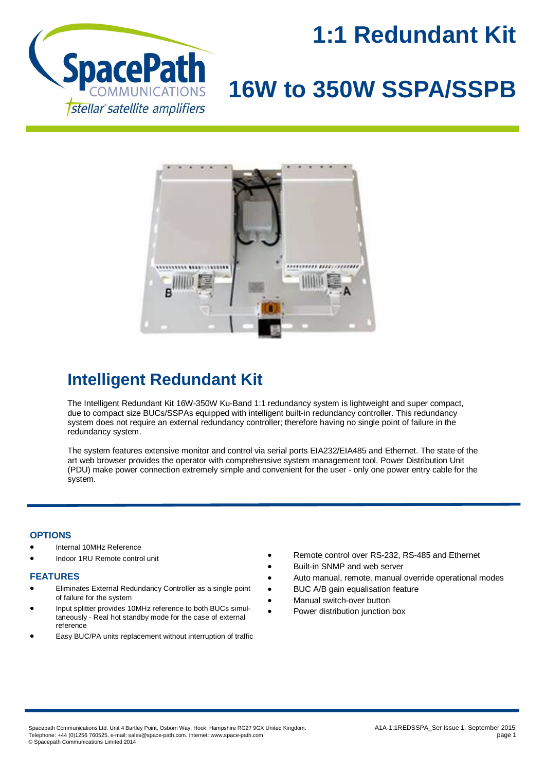# 1:1 Redundant Kit

# 16W to 350W SSPA/SSPB

## Intelligent Redundant Kit

The Intelligent Redundant Kit 16W-350W Ku-Band 1:1 redundancy system is lightweight and super compact, due to compact size BUCs/SSPAs equipped with intelligent built-in redundancy controller. This redundancy system does not require an external redundancy controller; therefore having no single point of failure in the redundancy system.

The system features extensive monitor and control via serial ports EIA232/EIA485 and Ethernet. The state of the art web browser provides the operator with comprehensive system management tool. Power Distribution Unit (PDU) make power connection extremely simple and convenient for the user - only one power entry cable for the system.

### OPTIONS

- Internal 10MHz Reference
- Indoor 1RU Remote control unit

### FEATURES

- Eliminates External Redundancy Controller as a single point of failure for the system
- Input splitter provides 10MHz reference to both BUCs simultaneously - Real hot standby mode for the case of external reference
- Easy BUC/PA units replacement without interruption of traffic
- Remote control over RS-232, RS-485 and Ethernet
- Built-in SNMP and web server
- Auto manual, remote, manual override operational modes
- BUC A/B gain equalisation feature
- Manual switch-over button
- Power distribution junction box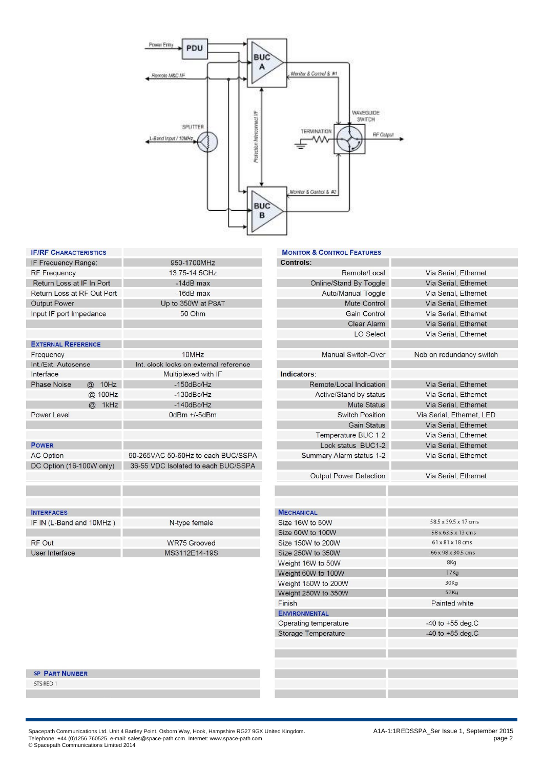Power Entry
PDU
BUC A
Remote M&C I/F
Monitor & Control & #1
WAVEGUIDE SWITCH
SPLITTER
L-Band Input / 10MHz
Protection Interconnect I/F
TERMINATION
RF Output
Monitor & Control & #2
BUC B

| IF/RF Characteristics | |
|---|---|
| IF Frequency Range: | 950-1700MHz |
| RF Frequency | 13.75-14.5GHz |
| Return Loss at IF In Port | -14dB max |
| Return Loss at RF Out Port | -16dB max |
| Output Power | Up to 350W at PSAT |
| Input IF port Impedance | 50 Ohm |

| External Reference | |
|---|---|
| Frequency | 10MHz |
| Int./Ext. Autosense | Int. clock locks on external reference |
| Interface | Multiplexed with IF |
| Phase Noise @ 10Hz | -150dBc/Hz |
| @ 100Hz | -130dBc/Hz |
| @ 1kHz | -140dBc/Hz |
| Power Level | 0dBm +/-5dBm |

| Power | |
|---|---|
| AC Option | 90-265VAC 50-60Hz to each BUC/SSPA |
| DC Option (16-100W only) | 36-55 VDC Isolated to each BUC/SSPA |

| Interfaces | |
|---|---|
| IF IN (L-Band and 10MHz ) | N-type female |
| RF Out | WR75 Grooved |
| User Interface | MS3112E14-19S |

| Monitor & Control Features | |
|---|---|
| **Controls:** | |
| Remote/Local | Via Serial, Ethernet |
| Online/Stand By Toggle | Via Serial, Ethernet |
| Auto/Manual Toggle | Via Serial, Ethernet |
| Mute Control | Via Serial, Ethernet |
| Gain Control | Via Serial, Ethernet |
| Clear Alarm | Via Serial, Ethernet |
| LO Select | Via Serial, Ethernet |
| Manual Switch-Over | Nob on redundancy switch |
| **Indicators:** | |
| Remote/Local Indication | Via Serial, Ethernet |
| Active/Stand by status | Via Serial, Ethernet |
| Mute Status | Via Serial, Ethernet |
| Switch Position | Via Serial, Ethernet, LED |
| Gain Status | Via Serial, Ethernet |
| Temperature BUC 1-2 | Via Serial, Ethernet |
| Lock status BUC1-2 | Via Serial, Ethernet |
| Summary Alarm status 1-2 | Via Serial, Ethernet |
| Output Power Detection | Via Serial, Ethernet |

| Mechanical | |
|---|---|
| Size 16W to 50W | 58.5 x 39.5 x 17 cms |
| Size 60W to 100W | 58 x 63.5 x 13 cms |
| Size 150W to 200W | 61 x 81 x 18 cms |
| Size 250W to 350W | 66 x 98 x 30.5 cms |
| Weight 16W to 50W | 8Kg |
| Weight 60W to 100W | 17Kg |
| Weight 150W to 200W | 30Kg |
| Weight 250W to 350W | 57Kg |
| Finish | Painted white |

| Environmental | |
|---|---|
| Operating temperature | -40 to +55 deg.C |
| Storage Temperature | -40 to +85 deg.C |

| SP Part Number |
|---|
| STS RED 1 |

Spacepath Communications Ltd. Unit 4 Bartley Point, Osborn Way, Hook, Hampshire RG27 9GX United Kingdom.
Telephone: +44 (0)1256 760525. e-mail: sales@space-path.com. Internet: www.space-path.com
© Spacepath Communications Limited 2014

A1A-1:1REDSSPA_Ser Issue 1, September 2015